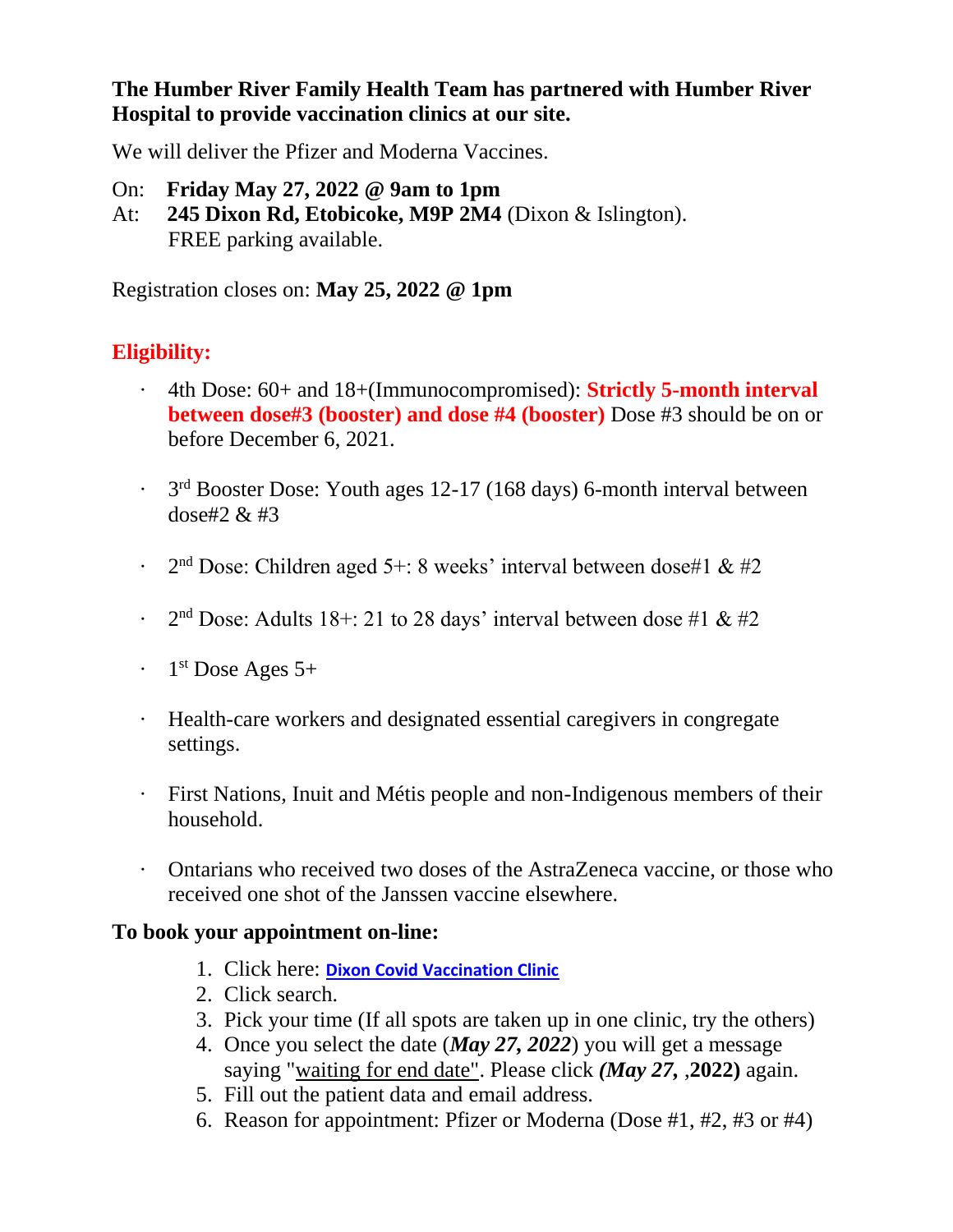**The Humber River Family Health Team has partnered with Humber River Hospital to provide vaccination clinics at our site.**

We will deliver the Pfizer and Moderna Vaccines.

On: **Friday May 27, 2022 @ 9am to 1pm**
At: **245 Dixon Rd, Etobicoke, M9P 2M4** (Dixon & Islington).
FREE parking available.

Registration closes on: **May 25, 2022 @ 1pm**

**Eligibility:**

- 4th Dose: 60+ and 18+(Immunocompromised): **Strictly 5-month interval between dose#3 (booster) and dose #4 (booster)** Dose #3 should be on or before December 6, 2021.
- 3rd Booster Dose: Youth ages 12-17 (168 days) 6-month interval between dose#2 & #3
- 2nd Dose: Children aged 5+: 8 weeks' interval between dose#1 & #2
- 2nd Dose: Adults 18+: 21 to 28 days' interval between dose #1 & #2
- 1st Dose Ages 5+
- Health-care workers and designated essential caregivers in congregate settings.
- First Nations, Inuit and Métis people and non-Indigenous members of their household.
- Ontarians who received two doses of the AstraZeneca vaccine, or those who received one shot of the Janssen vaccine elsewhere.

**To book your appointment on-line:**

1. Click here: **Dixon Covid Vaccination Clinic**
2. Click search.
3. Pick your time (If all spots are taken up in one clinic, try the others)
4. Once you select the date (***May 27, 2022***) you will get a message saying "waiting for end date". Please click ***(May 27,*** **,2022)** again.
5. Fill out the patient data and email address.
6. Reason for appointment: Pfizer or Moderna (Dose #1, #2, #3 or #4)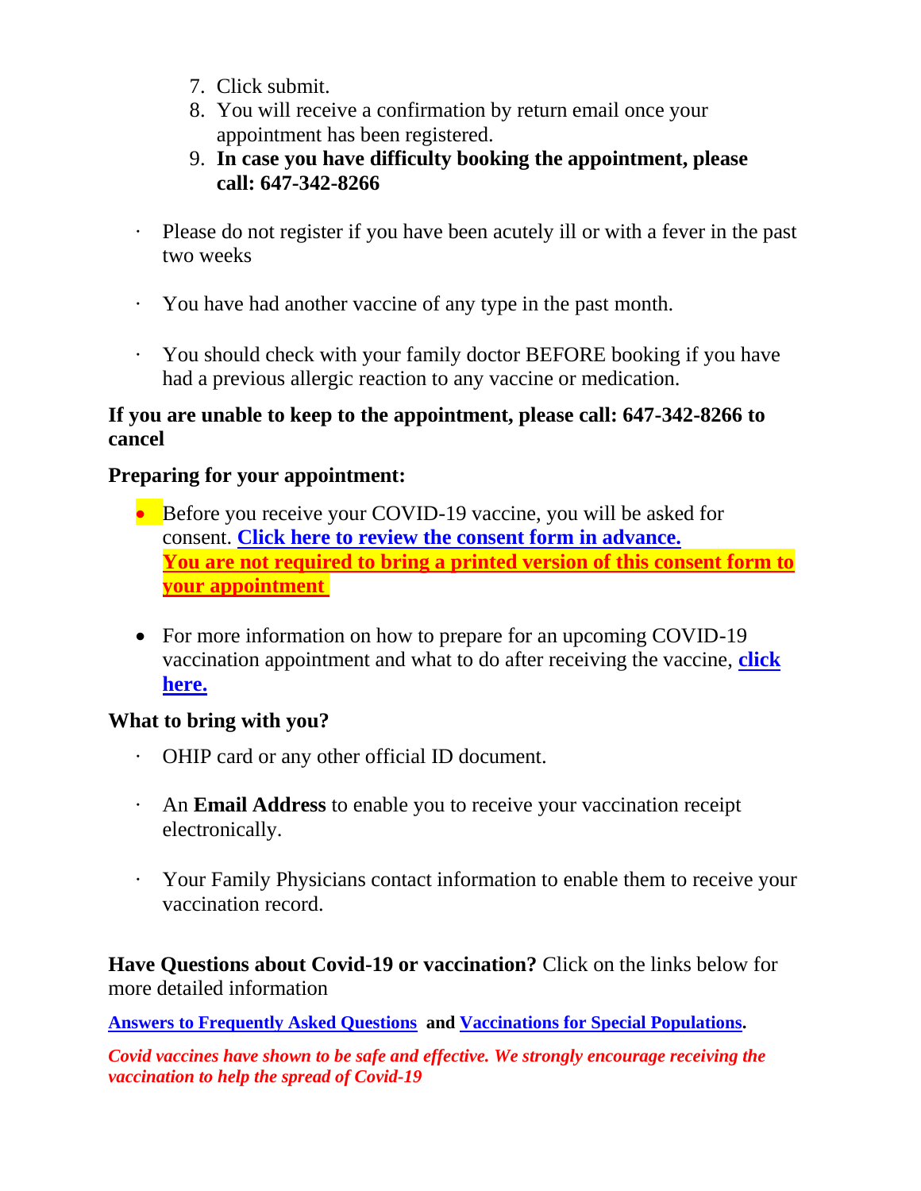7. Click submit.
8. You will receive a confirmation by return email once your appointment has been registered.
9. **In case you have difficulty booking the appointment, please call: 647-342-8266**

- Please do not register if you have been acutely ill or with a fever in the past two weeks

- You have had another vaccine of any type in the past month.

- You should check with your family doctor BEFORE booking if you have had a previous allergic reaction to any vaccine or medication.

**If you are unable to keep to the appointment, please call: 647-342-8266 to cancel**

**Preparing for your appointment:**

- Before you receive your COVID-19 vaccine, you will be asked for consent. **Click here to review the consent form in advance.** **You are not required to bring a printed version of this consent form to your appointment**

- For more information on how to prepare for an upcoming COVID-19 vaccination appointment and what to do after receiving the vaccine, **click here.**

**What to bring with you?**

- OHIP card or any other official ID document.

- An **Email Address** to enable you to receive your vaccination receipt electronically.

- Your Family Physicians contact information to enable them to receive your vaccination record.

**Have Questions about Covid-19 or vaccination?** Click on the links below for more detailed information

**Answers to Frequently Asked Questions and Vaccinations for Special Populations.**

***Covid vaccines have shown to be safe and effective. We strongly encourage receiving the vaccination to help the spread of Covid-19***